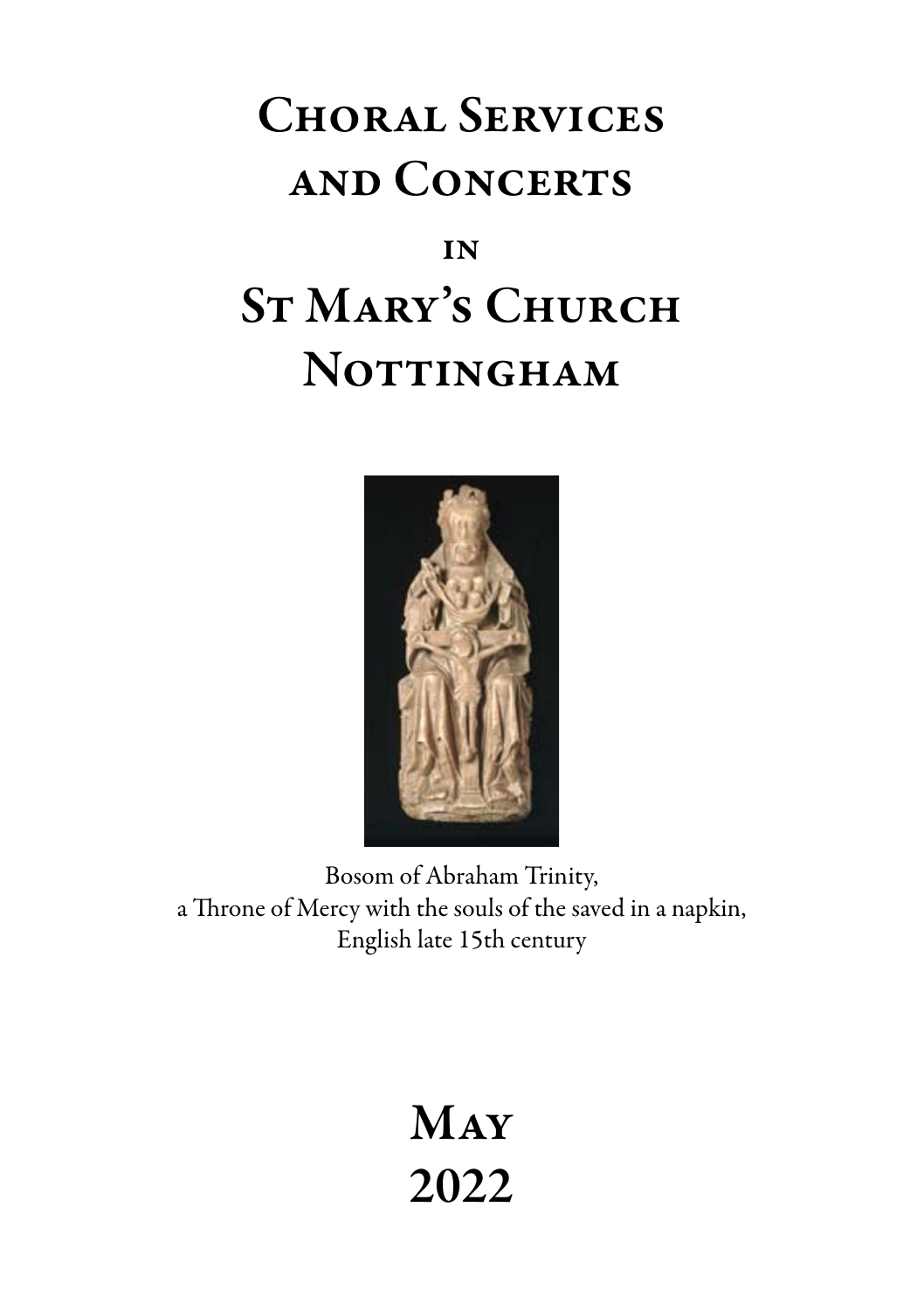# Choral Services and Concerts

## in

# St Mary's Church Nottingham

Bosom of Abraham Trinity,
a Throne of Mercy with the souls of the saved in a napkin,
English late 15th century

# May 2022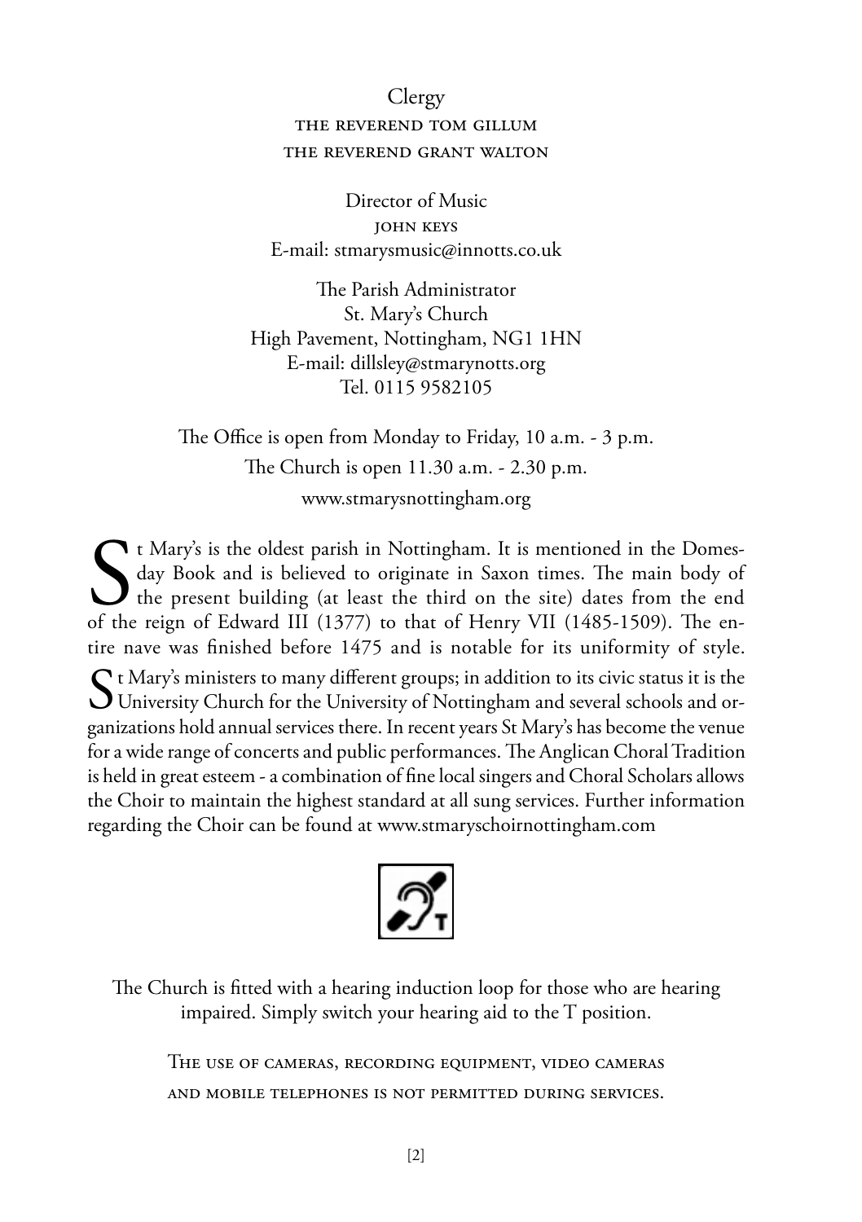Clergy

THE REVEREND TOM GILLUM

THE REVEREND GRANT WALTON

Director of Music

JOHN KEYS

E-mail: stmarysmusic@innotts.co.uk

The Parish Administrator

St. Mary's Church

High Pavement, Nottingham, NG1 1HN

E-mail: dillsley@stmarynotts.org

Tel. 0115 9582105

The Office is open from Monday to Friday, 10 a.m. - 3 p.m.

The Church is open 11.30 a.m. - 2.30 p.m.

www.stmarysnottingham.org

St Mary's is the oldest parish in Nottingham. It is mentioned in the Domesday Book and is believed to originate in Saxon times. The main body of the present building (at least the third on the site) dates from the end of the reign of Edward III (1377) to that of Henry VII (1485-1509). The entire nave was finished before 1475 and is notable for its uniformity of style.

St Mary's ministers to many different groups; in addition to its civic status it is the University Church for the University of Nottingham and several schools and organizations hold annual services there. In recent years St Mary's has become the venue for a wide range of concerts and public performances. The Anglican Choral Tradition is held in great esteem - a combination of fine local singers and Choral Scholars allows the Choir to maintain the highest standard at all sung services. Further information regarding the Choir can be found at www.stmaryschoirnottingham.com

The Church is fitted with a hearing induction loop for those who are hearing impaired. Simply switch your hearing aid to the T position.

THE USE OF CAMERAS, RECORDING EQUIPMENT, VIDEO CAMERAS AND MOBILE TELEPHONES IS NOT PERMITTED DURING SERVICES.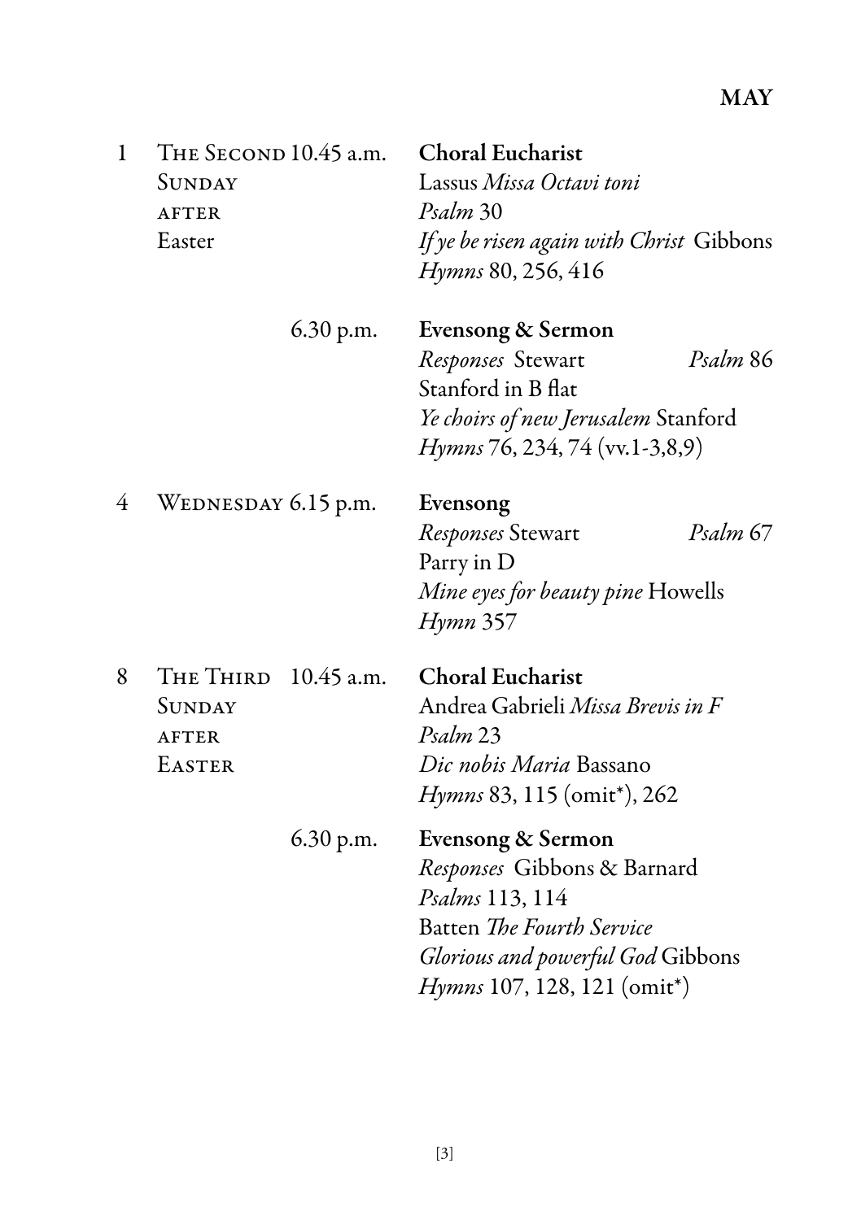## MAY

**1 — The Second Sunday after Easter**

10.45 a.m. — **Choral Eucharist**
Lassus *Missa Octavi toni*
*Psalm* 30
*If ye be risen again with Christ* Gibbons
*Hymns* 80, 256, 416

6.30 p.m. — **Evensong & Sermon**
*Responses* Stewart — *Psalm* 86
Stanford in B flat
*Ye choirs of new Jerusalem* Stanford
*Hymns* 76, 234, 74 (vv.1-3,8,9)

**4 — Wednesday**

6.15 p.m. — **Evensong**
*Responses* Stewart — *Psalm* 67
Parry in D
*Mine eyes for beauty pine* Howells
*Hymn* 357

**8 — The Third Sunday after Easter**

10.45 a.m. — **Choral Eucharist**
Andrea Gabrieli *Missa Brevis in F*
*Psalm* 23
*Dic nobis Maria* Bassano
*Hymns* 83, 115 (omit*), 262

6.30 p.m. — **Evensong & Sermon**
*Responses* Gibbons & Barnard
*Psalms* 113, 114
Batten *The Fourth Service*
*Glorious and powerful God* Gibbons
*Hymns* 107, 128, 121 (omit*)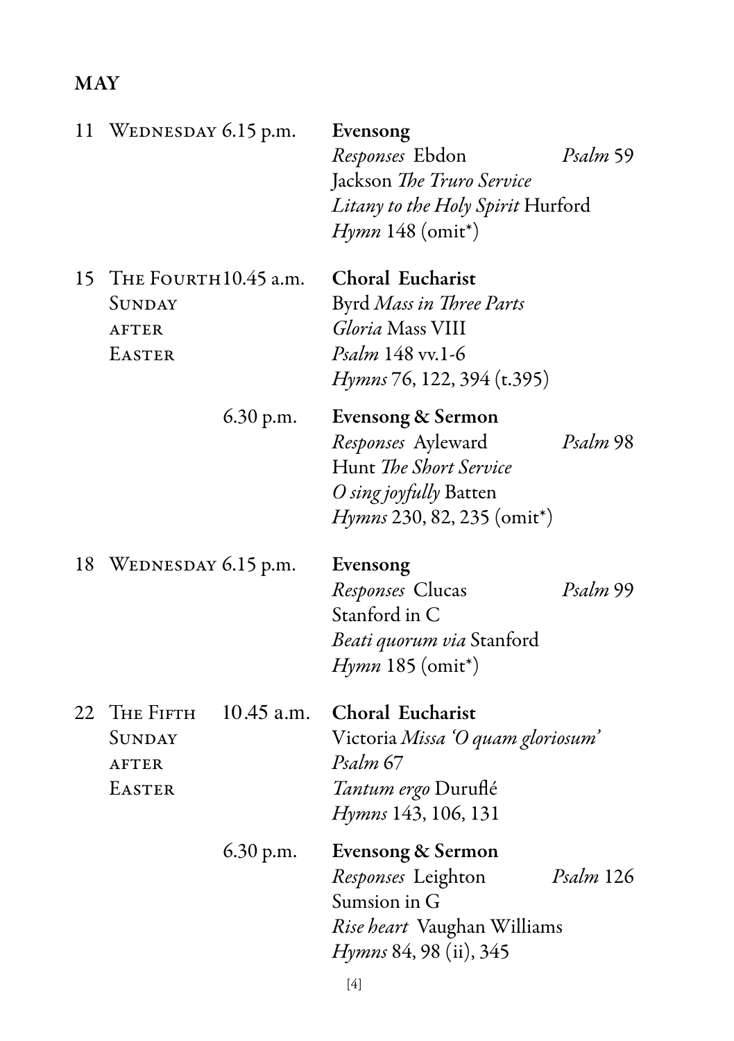## MAY

| | | | |
|---|---|---|---|
| 11 | Wednesday | 6.15 p.m. | **Evensong**<br>*Responses* Ebdon — *Psalm* 59<br>Jackson *The Truro Service*<br>*Litany to the Holy Spirit* Hurford<br>*Hymn* 148 (omit*) |
| 15 | The Fourth Sunday after Easter | 10.45 a.m. | **Choral Eucharist**<br>Byrd *Mass in Three Parts*<br>*Gloria* Mass VIII<br>*Psalm* 148 vv.1-6<br>*Hymns* 76, 122, 394 (t.395) |
| | | 6.30 p.m. | **Evensong & Sermon**<br>*Responses* Ayleward — *Psalm* 98<br>Hunt *The Short Service*<br>*O sing joyfully* Batten<br>*Hymns* 230, 82, 235 (omit*) |
| 18 | Wednesday | 6.15 p.m. | **Evensong**<br>*Responses* Clucas — *Psalm* 99<br>Stanford in C<br>*Beati quorum via* Stanford<br>*Hymn* 185 (omit*) |
| 22 | The Fifth Sunday after Easter | 10.45 a.m. | **Choral Eucharist**<br>Victoria *Missa 'O quam gloriosum'*<br>*Psalm* 67<br>*Tantum ergo* Duruflé<br>*Hymns* 143, 106, 131 |
| | | 6.30 p.m. | **Evensong & Sermon**<br>*Responses* Leighton — *Psalm* 126<br>Sumsion in G<br>*Rise heart* Vaughan Williams<br>*Hymns* 84, 98 (ii), 345 |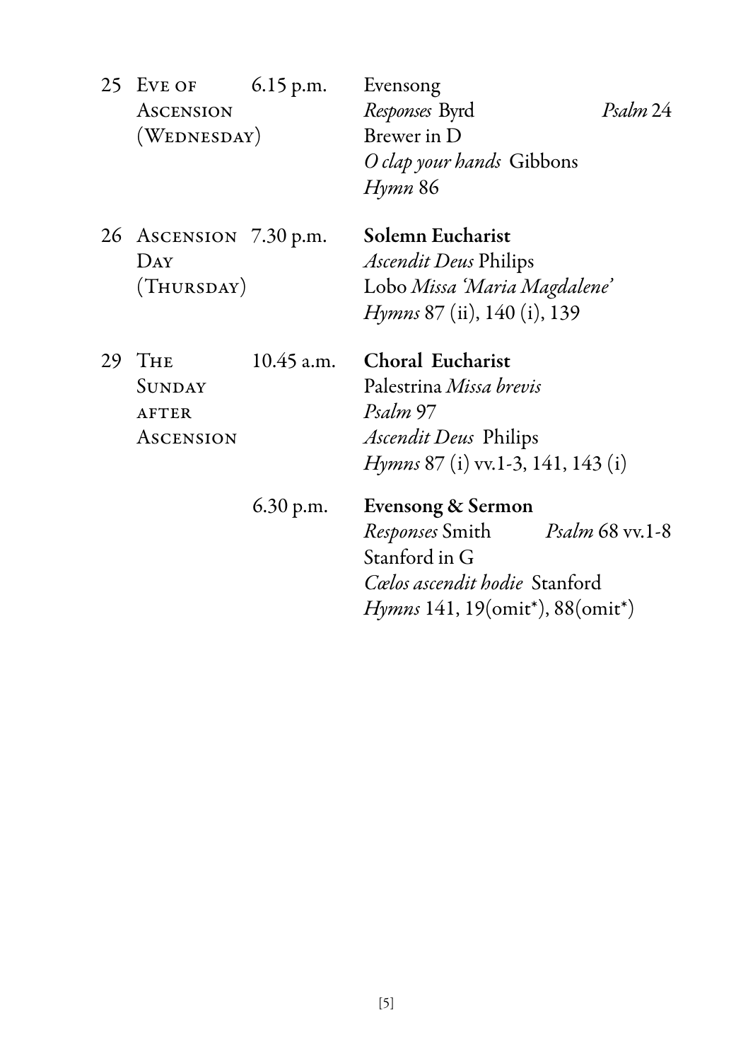| | | | |
|---|---|---|---|
| 25 | Eve of Ascension (Wednesday) | 6.15 p.m. | Evensong<br>*Responses* Byrd *Psalm* 24<br>Brewer in D<br>*O clap your hands* Gibbons<br>*Hymn* 86 |
| 26 | Ascension Day (Thursday) | 7.30 p.m. | **Solemn Eucharist**<br>*Ascendit Deus* Philips<br>Lobo *Missa 'Maria Magdalene'*<br>*Hymns* 87 (ii), 140 (i), 139 |
| 29 | The Sunday after Ascension | 10.45 a.m. | **Choral Eucharist**<br>Palestrina *Missa brevis*<br>*Psalm* 97<br>*Ascendit Deus* Philips<br>*Hymns* 87 (i) vv.1-3, 141, 143 (i) |
| | | 6.30 p.m. | **Evensong & Sermon**<br>*Responses* Smith *Psalm* 68 vv.1-8<br>Stanford in G<br>*Cælos ascendit hodie* Stanford<br>*Hymns* 141, 19(omit*), 88(omit*) |